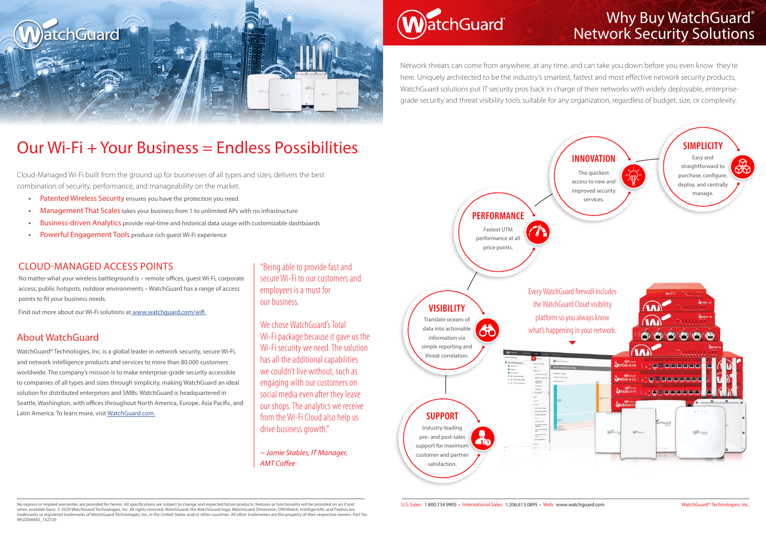# Our Wi-Fi + Your Business = Endless Possibilities

Cloud-Managed Wi-Fi built from the ground up for businesses of all types and sizes, delivers the best combination of security, performance, and manageability on the market.

- Patented Wireless Security ensures you have the protection you need
- Management That Scales takes your business from 1 to unlimited APs with no infrastructure
- Business-driven Analytics provide real-time and historical data usage with customizable dashboards
- Powerful Engagement Tools produce rich guest Wi-Fi experience

## CLOUD-MANAGED ACCESS POINTS

No matter what your wireless battleground is – remote offices, guest Wi-Fi, corporate access, public hotspots, outdoor environments – WatchGuard has a range of access points to fit your business needs.

Find out more about our Wi-Fi solutions at www.watchguard.com/wifi

## About WatchGuard

WatchGuard® Technologies, Inc. is a global leader in network security, secure Wi-Fi, and network intelligence products and services to more than 80,000 customers worldwide. The company's mission is to make enterprise-grade security accessible to companies of all types and sizes through simplicity, making WatchGuard an ideal solution for distributed enterprises and SMBs. WatchGuard is headquartered in Seattle, Washington, with offices throughout North America, Europe, Asia Pacific, and Latin America. To learn more, visit WatchGuard.com.

"Being able to provide fast and secure Wi-Fi to our customers and employees is a must for our business.

We chose WatchGuard's Total Wi-Fi package because it gave us the Wi-Fi security we need. The solution has all the additional capabilities we couldn't live without, such as engaging with our customers on social media even after they leave our shops. The analytics we receive from the Wi-Fi Cloud also help us drive business growth."

*~ Jamie Stables, IT Manager, AMT Coffee*

No express or implied warranties are provided for herein. All specifications are subject to change and expected future products, features or functionality will be provided on an if and when available basis. © 2020 WatchGuard Technologies, Inc. All rights reserved. WatchGuard, the WatchGuard logo, WatchGuard Dimension, DNSWatch, IntelligentAV, and Firebox are trademarks or registered trademarks of WatchGuard Technologies, Inc. in the United States and/or other countries. All other tradenames are the property of their respective owners. Part No. WGCE66683_102720

# Why Buy WatchGuard® Network Security Solutions

Network threats can come from anywhere, at any time, and can take you down before you even know they're here. Uniquely architected to be the industry's smartest, fastest and most effective network security products, WatchGuard solutions put IT security pros back in charge of their networks with widely deployable, enterprise-grade security and threat visibility tools suitable for any organization, regardless of budget, size, or complexity.

### SIMPLICITY

Easy and straightforward to purchase, configure, deploy, and centrally manage.

### INNOVATION

The quickest access to new and improved security services.

### PERFORMANCE

Fastest UTM performance at all price points.

### VISIBILITY

Translate oceans of data into actionable information via simple reporting and threat correlation.

### SUPPORT

Industry-leading pre- and post-sales support for maximum customer and partner satisfaction.

Every WatchGuard firewall includes the WatchGuard Cloud visibility platform so you always know what's happening in your network.

U.S. Sales: 1.800.734.9905 • International Sales: 1.206.613.0895 • Web: www.watchguard.com

WatchGuard® Technologies, Inc.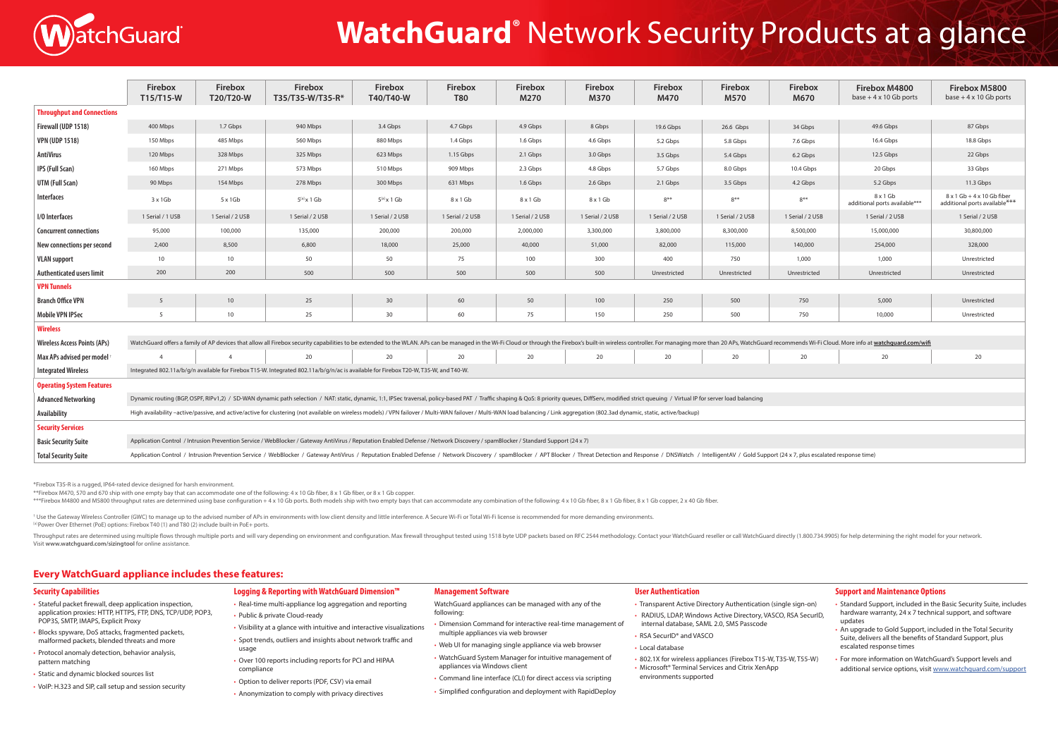# WatchGuard® Network Security Products at a glance

| | Firebox T15/T15-W | Firebox T20/T20-W | Firebox T35/T35-W/T35-R* | Firebox T40/T40-W | Firebox T80 | Firebox M270 | Firebox M370 | Firebox M470 | Firebox M570 | Firebox M670 | Firebox M4800 base + 4 x 10 Gb ports | Firebox M5800 base + 4 x 10 Gb ports |
|---|---|---|---|---|---|---|---|---|---|---|---|---|
| **Throughput and Connections** | | | | | | | | | | | | |
| Firewall (UDP 1518) | 400 Mbps | 1.7 Gbps | 940 Mbps | 3.4 Gbps | 4.7 Gbps | 4.9 Gbps | 8 Gbps | 19.6 Gbps | 26.6 Gbps | 34 Gbps | 49.6 Gbps | 87 Gbps |
| VPN (UDP 1518) | 150 Mbps | 485 Mbps | 560 Mbps | 880 Mbps | 1.4 Gbps | 1.6 Gbps | 4.6 Gbps | 5.2 Gbps | 5.8 Gbps | 7.6 Gbps | 16.4 Gbps | 18.8 Gbps |
| AntiVirus | 120 Mbps | 328 Mbps | 325 Mbps | 623 Mbps | 1.15 Gbps | 2.1 Gbps | 3.0 Gbps | 3.5 Gbps | 5.4 Gbps | 6.2 Gbps | 12.5 Gbps | 22 Gbps |
| IPS (Full Scan) | 160 Mbps | 271 Mbps | 573 Mbps | 510 Mbps | 909 Mbps | 2.3 Gbps | 4.8 Gbps | 5.7 Gbps | 8.0 Gbps | 10.4 Gbps | 20 Gbps | 33 Gbps |
| UTM (Full Scan) | 90 Mbps | 154 Mbps | 278 Mbps | 300 Mbps | 631 Mbps | 1.6 Gbps | 2.6 Gbps | 2.1 Gbps | 3.5 Gbps | 4.2 Gbps | 5.2 Gbps | 11.3 Gbps |
| Interfaces | 3 x 1Gb | 5 x 1Gb | 5[(a)] x 1 Gb | 5[(a)] x 1 Gb | 8 x 1 Gb | 8 x 1 Gb | 8 x 1 Gb | 8** | 8** | 8** | 8 x 1 Gb additional ports available*** | 8 x 1 Gb + 4 x 10 Gb fiber additional ports available*** |
| I/O Interfaces | 1 Serial / 1 USB | 1 Serial / 2 USB | 1 Serial / 2 USB | 1 Serial / 2 USB | 1 Serial / 2 USB | 1 Serial / 2 USB | 1 Serial / 2 USB | 1 Serial / 2 USB | 1 Serial / 2 USB | 1 Serial / 2 USB | 1 Serial / 2 USB | 1 Serial / 2 USB |
| Concurrent connections | 95,000 | 100,000 | 135,000 | 200,000 | 200,000 | 2,000,000 | 3,300,000 | 3,800,000 | 8,300,000 | 8,500,000 | 15,000,000 | 30,800,000 |
| New connections per second | 2,400 | 8,500 | 6,800 | 18,000 | 25,000 | 40,000 | 51,000 | 82,000 | 115,000 | 140,000 | 254,000 | 328,000 |
| VLAN support | 10 | 10 | 50 | 50 | 75 | 100 | 300 | 400 | 750 | 1,000 | 1,000 | Unrestricted |
| Authenticated users limit | 200 | 200 | 500 | 500 | 500 | 500 | 500 | Unrestricted | Unrestricted | Unrestricted | Unrestricted | Unrestricted |
| **VPN Tunnels** | | | | | | | | | | | | |
| Branch Office VPN | 5 | 10 | 25 | 30 | 60 | 50 | 100 | 250 | 500 | 750 | 5,000 | Unrestricted |
| Mobile VPN IPSec | 5 | 10 | 25 | 30 | 60 | 75 | 150 | 250 | 500 | 750 | 10,000 | Unrestricted |
| **Wireless** | | | | | | | | | | | | |
| Wireless Access Points (APs) | WatchGuard offers a family of AP devices that allow all Firebox security capabilities to be extended to the WLAN. APs can be managed in the Wi-Fi Cloud or through the Firebox's built-in wireless controller. For managing more than 20 APs, WatchGuard recommends Wi-Fi Cloud. More info at watchguard.com/wifi | | | | | | | | | | | |
| Max APs advised per model † | 4 | 4 | 20 | 20 | 20 | 20 | 20 | 20 | 20 | 20 | 20 | 20 |
| Integrated Wireless | Integrated 802.11a/b/g/n available for Firebox T15-W. Integrated 802.11a/b/g/n/ac is available for Firebox T20-W, T35-W, and T40-W. | | | | | | | | | | | |
| **Operating System Features** | | | | | | | | | | | | |
| Advanced Networking | Dynamic routing (BGP, OSPF, RIPv1,2) / SD-WAN dynamic path selection / NAT: static, dynamic, 1:1, IPSec traversal, policy-based PAT / Traffic shaping & QoS: 8 priority queues, DiffServ, modified strict queuing / Virtual IP for server load balancing | | | | | | | | | | | |
| Availability | High availability –active/passive, and active/active for clustering (not available on wireless models) / VPN failover / Multi-WAN failover / Multi-WAN load balancing / Link aggregation (802.3ad dynamic, static, active/backup) | | | | | | | | | | | |
| **Security Services** | | | | | | | | | | | | |
| Basic Security Suite | Application Control / Intrusion Prevention Service / WebBlocker / Gateway AntiVirus / Reputation Enabled Defense / Network Discovery / spamBlocker / Standard Support (24 x 7) | | | | | | | | | | | |
| Total Security Suite | Application Control / Intrusion Prevention Service / WebBlocker / Gateway AntiVirus / Reputation Enabled Defense / Network Discovery / spamBlocker / APT Blocker / Threat Detection and Response / DNSWatch / IntelligentAV / Gold Support (24 x 7, plus escalated response time) | | | | | | | | | | | |

*Firebox T35-R is a rugged, IP64-rated device designed for harsh environment.
**Firebox M470, 570 and 670 ship with one empty bay that can accommodate one of the following: 4 x 10 Gb fiber, 8 x 1 Gb fiber, or 8 x 1 Gb copper.
***Firebox M4800 and M5800 throughput rates are determined using base configuration + 4 x 10 Gb ports. Both models ship with two empty bays that can accommodate any combination of the following: 4 x 10 Gb fiber, 8 x 1 Gb fiber, 8 x 1 Gb copper, 2 x 40 Gb fiber.

† Use the Gateway Wireless Controller (GWC) to manage up to the advised number of APs in environments with low client density and little interference. A Secure Wi-Fi or Total Wi-Fi license is recommended for more demanding environments.
(a) Power Over Ethernet (PoE) options: Firebox T40 (1) and T80 (2) include built-in PoE+ ports.

Throughput rates are determined using multiple flows through multiple ports and will vary depending on environment and configuration. Max firewall throughput tested using 1518 byte UDP packets based on RFC 2544 methodology. Contact your WatchGuard reseller or call WatchGuard directly (1.800.734.9905) for help determining the right model for your network. Visit **www.watchguard.com/sizingtool** for online assistance.

## Every WatchGuard appliance includes these features:

### Security Capabilities

- Stateful packet firewall, deep application inspection, application proxies: HTTP, HTTPS, FTP, DNS, TCP/UDP, POP3, POP3S, SMTP, IMAPS, Explicit Proxy
- Blocks spyware, DoS attacks, fragmented packets, malformed packets, blended threats and more
- Protocol anomaly detection, behavior analysis, pattern matching
- Static and dynamic blocked sources list
- VoIP: H.323 and SIP, call setup and session security

### Logging & Reporting with WatchGuard Dimension™

- Real-time multi-appliance log aggregation and reporting
- Public & private Cloud-ready
- Visibility at a glance with intuitive and interactive visualizations
- Spot trends, outliers and insights about network traffic and usage
- Over 100 reports including reports for PCI and HIPAA compliance
- Option to deliver reports (PDF, CSV) via email
- Anonymization to comply with privacy directives

### Management Software

WatchGuard appliances can be managed with any of the following:

- Dimension Command for interactive real-time management of multiple appliances via web browser
- Web UI for managing single appliance via web browser
- WatchGuard System Manager for intuitive management of appliances via Windows client
- Command line interface (CLI) for direct access via scripting
- Simplified configuration and deployment with RapidDeploy

### User Authentication

- Transparent Active Directory Authentication (single sign-on)
- RADIUS, LDAP, Windows Active Directory, VASCO, RSA SecurID, internal database, SAML 2.0, SMS Passcode
- RSA SecurID® and VASCO
- Local database
- 802.1X for wireless appliances (Firebox T15-W, T35-W, T55-W)
- Microsoft® Terminal Services and Citrix XenApp environments supported

### Support and Maintenance Options

- Standard Support, included in the Basic Security Suite, includes hardware warranty, 24 x 7 technical support, and software updates
- An upgrade to Gold Support, included in the Total Security Suite, delivers all the benefits of Standard Support, plus escalated response times
- For more information on WatchGuard's Support levels and additional service options, visit www.watchguard.com/support